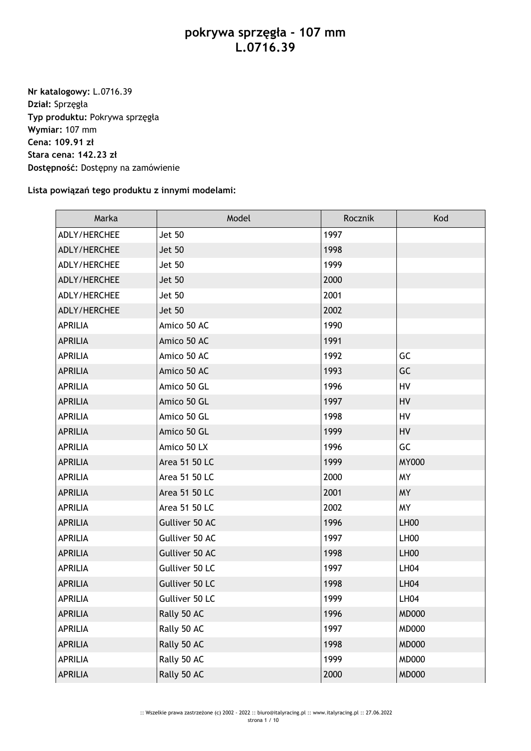# pokrywa sprzęgła - 107 mm
# L.0716.39

**Nr katalogowy:** L.0716.39
**Dział:** Sprzęgła
**Typ produktu:** Pokrywa sprzęgła
**Wymiar:** 107 mm
**Cena: 109.91 zł**
**Stara cena: 142.23 zł**
**Dostępność:** Dostępny na zamówienie

**Lista powiązań tego produktu z innymi modelami:**

| Marka | Model | Rocznik | Kod |
|---|---|---|---|
| ADLY/HERCHEE | Jet 50 | 1997 | |
| ADLY/HERCHEE | Jet 50 | 1998 | |
| ADLY/HERCHEE | Jet 50 | 1999 | |
| ADLY/HERCHEE | Jet 50 | 2000 | |
| ADLY/HERCHEE | Jet 50 | 2001 | |
| ADLY/HERCHEE | Jet 50 | 2002 | |
| APRILIA | Amico 50 AC | 1990 | |
| APRILIA | Amico 50 AC | 1991 | |
| APRILIA | Amico 50 AC | 1992 | GC |
| APRILIA | Amico 50 AC | 1993 | GC |
| APRILIA | Amico 50 GL | 1996 | HV |
| APRILIA | Amico 50 GL | 1997 | HV |
| APRILIA | Amico 50 GL | 1998 | HV |
| APRILIA | Amico 50 GL | 1999 | HV |
| APRILIA | Amico 50 LX | 1996 | GC |
| APRILIA | Area 51 50 LC | 1999 | MY000 |
| APRILIA | Area 51 50 LC | 2000 | MY |
| APRILIA | Area 51 50 LC | 2001 | MY |
| APRILIA | Area 51 50 LC | 2002 | MY |
| APRILIA | Gulliver 50 AC | 1996 | LH00 |
| APRILIA | Gulliver 50 AC | 1997 | LH00 |
| APRILIA | Gulliver 50 AC | 1998 | LH00 |
| APRILIA | Gulliver 50 LC | 1997 | LH04 |
| APRILIA | Gulliver 50 LC | 1998 | LH04 |
| APRILIA | Gulliver 50 LC | 1999 | LH04 |
| APRILIA | Rally 50 AC | 1996 | MD000 |
| APRILIA | Rally 50 AC | 1997 | MD000 |
| APRILIA | Rally 50 AC | 1998 | MD000 |
| APRILIA | Rally 50 AC | 1999 | MD000 |
| APRILIA | Rally 50 AC | 2000 | MD000 |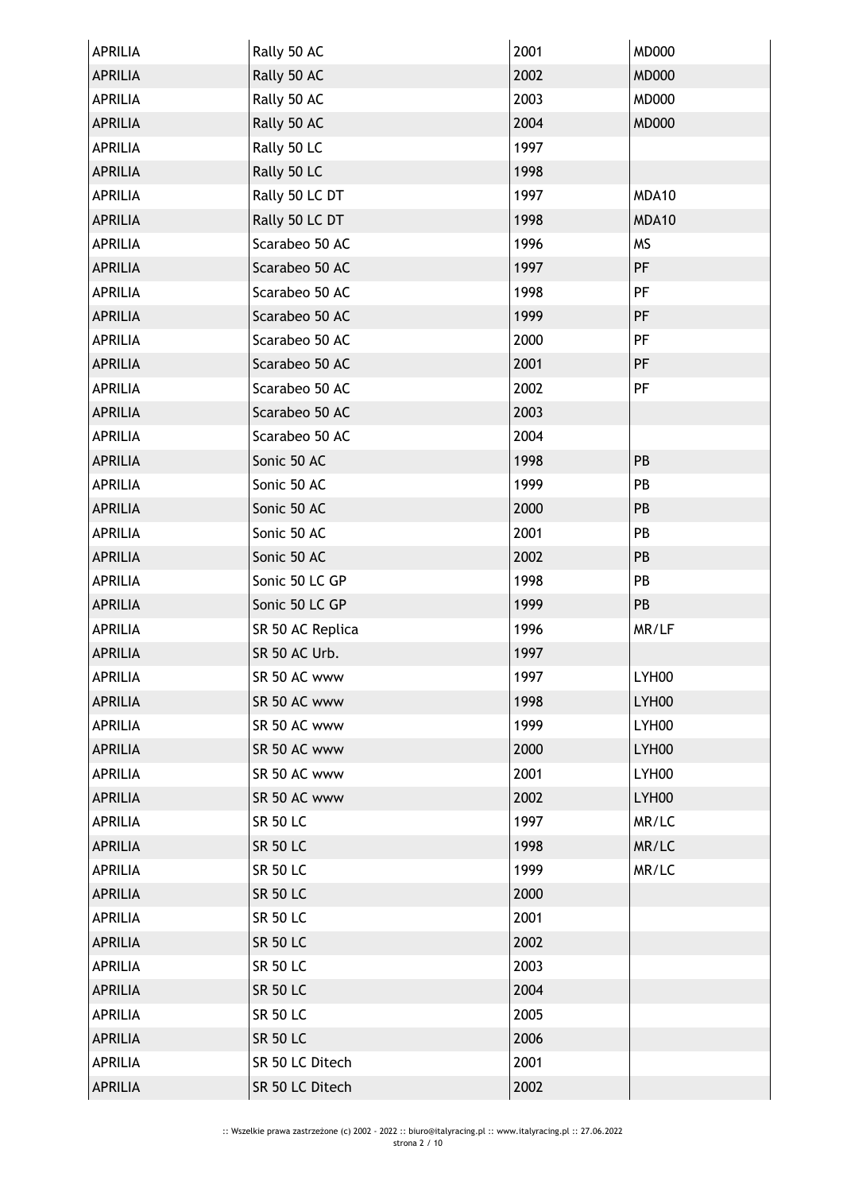| APRILIA | Rally 50 AC | 2001 | MD000 |
|---|---|---|---|
| APRILIA | Rally 50 AC | 2002 | MD000 |
| APRILIA | Rally 50 AC | 2003 | MD000 |
| APRILIA | Rally 50 AC | 2004 | MD000 |
| APRILIA | Rally 50 LC | 1997 | |
| APRILIA | Rally 50 LC | 1998 | |
| APRILIA | Rally 50 LC DT | 1997 | MDA10 |
| APRILIA | Rally 50 LC DT | 1998 | MDA10 |
| APRILIA | Scarabeo 50 AC | 1996 | MS |
| APRILIA | Scarabeo 50 AC | 1997 | PF |
| APRILIA | Scarabeo 50 AC | 1998 | PF |
| APRILIA | Scarabeo 50 AC | 1999 | PF |
| APRILIA | Scarabeo 50 AC | 2000 | PF |
| APRILIA | Scarabeo 50 AC | 2001 | PF |
| APRILIA | Scarabeo 50 AC | 2002 | PF |
| APRILIA | Scarabeo 50 AC | 2003 | |
| APRILIA | Scarabeo 50 AC | 2004 | |
| APRILIA | Sonic 50 AC | 1998 | PB |
| APRILIA | Sonic 50 AC | 1999 | PB |
| APRILIA | Sonic 50 AC | 2000 | PB |
| APRILIA | Sonic 50 AC | 2001 | PB |
| APRILIA | Sonic 50 AC | 2002 | PB |
| APRILIA | Sonic 50 LC GP | 1998 | PB |
| APRILIA | Sonic 50 LC GP | 1999 | PB |
| APRILIA | SR 50 AC Replica | 1996 | MR/LF |
| APRILIA | SR 50 AC Urb. | 1997 | |
| APRILIA | SR 50 AC www | 1997 | LYH00 |
| APRILIA | SR 50 AC www | 1998 | LYH00 |
| APRILIA | SR 50 AC www | 1999 | LYH00 |
| APRILIA | SR 50 AC www | 2000 | LYH00 |
| APRILIA | SR 50 AC www | 2001 | LYH00 |
| APRILIA | SR 50 AC www | 2002 | LYH00 |
| APRILIA | SR 50 LC | 1997 | MR/LC |
| APRILIA | SR 50 LC | 1998 | MR/LC |
| APRILIA | SR 50 LC | 1999 | MR/LC |
| APRILIA | SR 50 LC | 2000 | |
| APRILIA | SR 50 LC | 2001 | |
| APRILIA | SR 50 LC | 2002 | |
| APRILIA | SR 50 LC | 2003 | |
| APRILIA | SR 50 LC | 2004 | |
| APRILIA | SR 50 LC | 2005 | |
| APRILIA | SR 50 LC | 2006 | |
| APRILIA | SR 50 LC Ditech | 2001 | |
| APRILIA | SR 50 LC Ditech | 2002 | |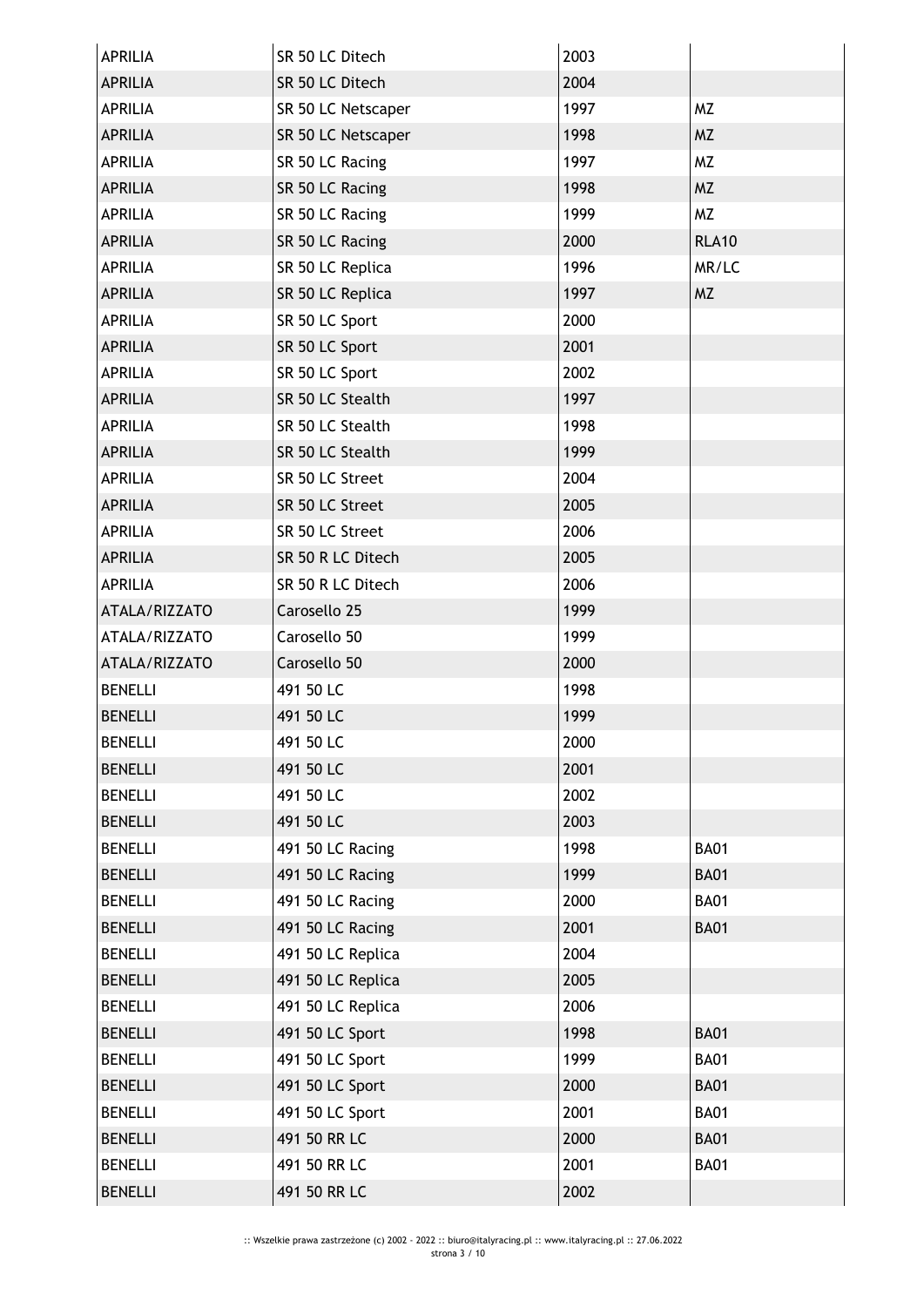| | | | |
|---|---|---|---|
| APRILIA | SR 50 LC Ditech | 2003 | |
| APRILIA | SR 50 LC Ditech | 2004 | |
| APRILIA | SR 50 LC Netscaper | 1997 | MZ |
| APRILIA | SR 50 LC Netscaper | 1998 | MZ |
| APRILIA | SR 50 LC Racing | 1997 | MZ |
| APRILIA | SR 50 LC Racing | 1998 | MZ |
| APRILIA | SR 50 LC Racing | 1999 | MZ |
| APRILIA | SR 50 LC Racing | 2000 | RLA10 |
| APRILIA | SR 50 LC Replica | 1996 | MR/LC |
| APRILIA | SR 50 LC Replica | 1997 | MZ |
| APRILIA | SR 50 LC Sport | 2000 | |
| APRILIA | SR 50 LC Sport | 2001 | |
| APRILIA | SR 50 LC Sport | 2002 | |
| APRILIA | SR 50 LC Stealth | 1997 | |
| APRILIA | SR 50 LC Stealth | 1998 | |
| APRILIA | SR 50 LC Stealth | 1999 | |
| APRILIA | SR 50 LC Street | 2004 | |
| APRILIA | SR 50 LC Street | 2005 | |
| APRILIA | SR 50 LC Street | 2006 | |
| APRILIA | SR 50 R LC Ditech | 2005 | |
| APRILIA | SR 50 R LC Ditech | 2006 | |
| ATALA/RIZZATO | Carosello 25 | 1999 | |
| ATALA/RIZZATO | Carosello 50 | 1999 | |
| ATALA/RIZZATO | Carosello 50 | 2000 | |
| BENELLI | 491 50 LC | 1998 | |
| BENELLI | 491 50 LC | 1999 | |
| BENELLI | 491 50 LC | 2000 | |
| BENELLI | 491 50 LC | 2001 | |
| BENELLI | 491 50 LC | 2002 | |
| BENELLI | 491 50 LC | 2003 | |
| BENELLI | 491 50 LC Racing | 1998 | BA01 |
| BENELLI | 491 50 LC Racing | 1999 | BA01 |
| BENELLI | 491 50 LC Racing | 2000 | BA01 |
| BENELLI | 491 50 LC Racing | 2001 | BA01 |
| BENELLI | 491 50 LC Replica | 2004 | |
| BENELLI | 491 50 LC Replica | 2005 | |
| BENELLI | 491 50 LC Replica | 2006 | |
| BENELLI | 491 50 LC Sport | 1998 | BA01 |
| BENELLI | 491 50 LC Sport | 1999 | BA01 |
| BENELLI | 491 50 LC Sport | 2000 | BA01 |
| BENELLI | 491 50 LC Sport | 2001 | BA01 |
| BENELLI | 491 50 RR LC | 2000 | BA01 |
| BENELLI | 491 50 RR LC | 2001 | BA01 |
| BENELLI | 491 50 RR LC | 2002 | |

:: Wszelkie prawa zastrzeżone (c) 2002 - 2022 :: biuro@italyracing.pl :: www.italyracing.pl :: 27.06.2022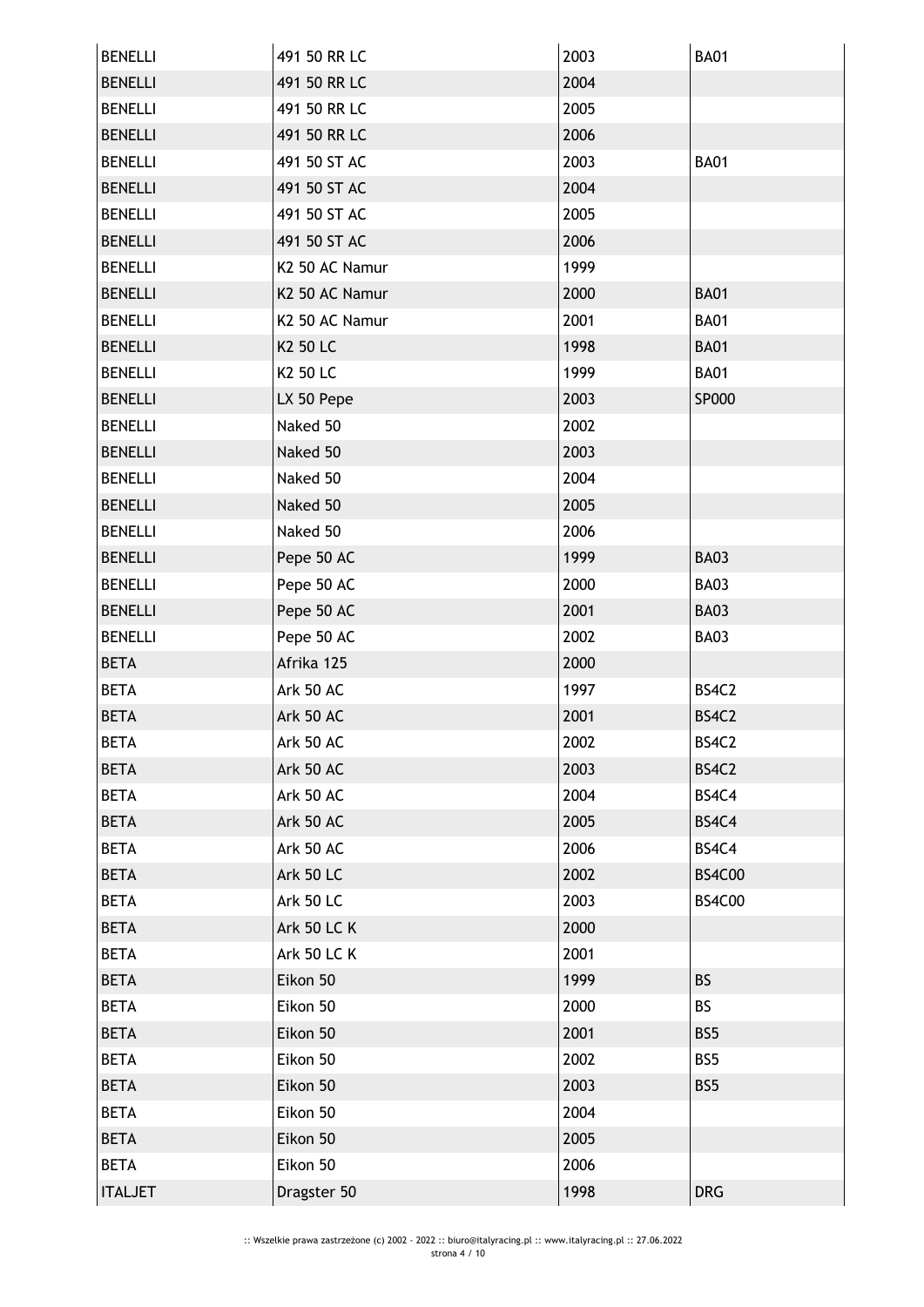| BENELLI | 491 50 RR LC | 2003 | BA01 |
|---|---|---|---|
| BENELLI | 491 50 RR LC | 2004 | |
| BENELLI | 491 50 RR LC | 2005 | |
| BENELLI | 491 50 RR LC | 2006 | |
| BENELLI | 491 50 ST AC | 2003 | BA01 |
| BENELLI | 491 50 ST AC | 2004 | |
| BENELLI | 491 50 ST AC | 2005 | |
| BENELLI | 491 50 ST AC | 2006 | |
| BENELLI | K2 50 AC Namur | 1999 | |
| BENELLI | K2 50 AC Namur | 2000 | BA01 |
| BENELLI | K2 50 AC Namur | 2001 | BA01 |
| BENELLI | K2 50 LC | 1998 | BA01 |
| BENELLI | K2 50 LC | 1999 | BA01 |
| BENELLI | LX 50 Pepe | 2003 | SP000 |
| BENELLI | Naked 50 | 2002 | |
| BENELLI | Naked 50 | 2003 | |
| BENELLI | Naked 50 | 2004 | |
| BENELLI | Naked 50 | 2005 | |
| BENELLI | Naked 50 | 2006 | |
| BENELLI | Pepe 50 AC | 1999 | BA03 |
| BENELLI | Pepe 50 AC | 2000 | BA03 |
| BENELLI | Pepe 50 AC | 2001 | BA03 |
| BENELLI | Pepe 50 AC | 2002 | BA03 |
| BETA | Afrika 125 | 2000 | |
| BETA | Ark 50 AC | 1997 | BS4C2 |
| BETA | Ark 50 AC | 2001 | BS4C2 |
| BETA | Ark 50 AC | 2002 | BS4C2 |
| BETA | Ark 50 AC | 2003 | BS4C2 |
| BETA | Ark 50 AC | 2004 | BS4C4 |
| BETA | Ark 50 AC | 2005 | BS4C4 |
| BETA | Ark 50 AC | 2006 | BS4C4 |
| BETA | Ark 50 LC | 2002 | BS4C00 |
| BETA | Ark 50 LC | 2003 | BS4C00 |
| BETA | Ark 50 LC K | 2000 | |
| BETA | Ark 50 LC K | 2001 | |
| BETA | Eikon 50 | 1999 | BS |
| BETA | Eikon 50 | 2000 | BS |
| BETA | Eikon 50 | 2001 | BS5 |
| BETA | Eikon 50 | 2002 | BS5 |
| BETA | Eikon 50 | 2003 | BS5 |
| BETA | Eikon 50 | 2004 | |
| BETA | Eikon 50 | 2005 | |
| BETA | Eikon 50 | 2006 | |
| ITALJET | Dragster 50 | 1998 | DRG |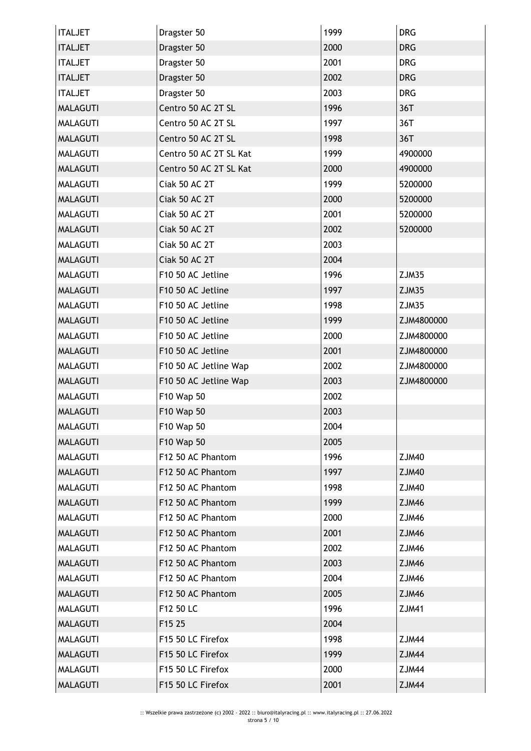| ITALJET | Dragster 50 | 1999 | DRG |
|---|---|---|---|
| ITALJET | Dragster 50 | 2000 | DRG |
| ITALJET | Dragster 50 | 2001 | DRG |
| ITALJET | Dragster 50 | 2002 | DRG |
| ITALJET | Dragster 50 | 2003 | DRG |
| MALAGUTI | Centro 50 AC 2T SL | 1996 | 36T |
| MALAGUTI | Centro 50 AC 2T SL | 1997 | 36T |
| MALAGUTI | Centro 50 AC 2T SL | 1998 | 36T |
| MALAGUTI | Centro 50 AC 2T SL Kat | 1999 | 4900000 |
| MALAGUTI | Centro 50 AC 2T SL Kat | 2000 | 4900000 |
| MALAGUTI | Ciak 50 AC 2T | 1999 | 5200000 |
| MALAGUTI | Ciak 50 AC 2T | 2000 | 5200000 |
| MALAGUTI | Ciak 50 AC 2T | 2001 | 5200000 |
| MALAGUTI | Ciak 50 AC 2T | 2002 | 5200000 |
| MALAGUTI | Ciak 50 AC 2T | 2003 | |
| MALAGUTI | Ciak 50 AC 2T | 2004 | |
| MALAGUTI | F10 50 AC Jetline | 1996 | ZJM35 |
| MALAGUTI | F10 50 AC Jetline | 1997 | ZJM35 |
| MALAGUTI | F10 50 AC Jetline | 1998 | ZJM35 |
| MALAGUTI | F10 50 AC Jetline | 1999 | ZJM4800000 |
| MALAGUTI | F10 50 AC Jetline | 2000 | ZJM4800000 |
| MALAGUTI | F10 50 AC Jetline | 2001 | ZJM4800000 |
| MALAGUTI | F10 50 AC Jetline Wap | 2002 | ZJM4800000 |
| MALAGUTI | F10 50 AC Jetline Wap | 2003 | ZJM4800000 |
| MALAGUTI | F10 Wap 50 | 2002 | |
| MALAGUTI | F10 Wap 50 | 2003 | |
| MALAGUTI | F10 Wap 50 | 2004 | |
| MALAGUTI | F10 Wap 50 | 2005 | |
| MALAGUTI | F12 50 AC Phantom | 1996 | ZJM40 |
| MALAGUTI | F12 50 AC Phantom | 1997 | ZJM40 |
| MALAGUTI | F12 50 AC Phantom | 1998 | ZJM40 |
| MALAGUTI | F12 50 AC Phantom | 1999 | ZJM46 |
| MALAGUTI | F12 50 AC Phantom | 2000 | ZJM46 |
| MALAGUTI | F12 50 AC Phantom | 2001 | ZJM46 |
| MALAGUTI | F12 50 AC Phantom | 2002 | ZJM46 |
| MALAGUTI | F12 50 AC Phantom | 2003 | ZJM46 |
| MALAGUTI | F12 50 AC Phantom | 2004 | ZJM46 |
| MALAGUTI | F12 50 AC Phantom | 2005 | ZJM46 |
| MALAGUTI | F12 50 LC | 1996 | ZJM41 |
| MALAGUTI | F15 25 | 2004 | |
| MALAGUTI | F15 50 LC Firefox | 1998 | ZJM44 |
| MALAGUTI | F15 50 LC Firefox | 1999 | ZJM44 |
| MALAGUTI | F15 50 LC Firefox | 2000 | ZJM44 |
| MALAGUTI | F15 50 LC Firefox | 2001 | ZJM44 |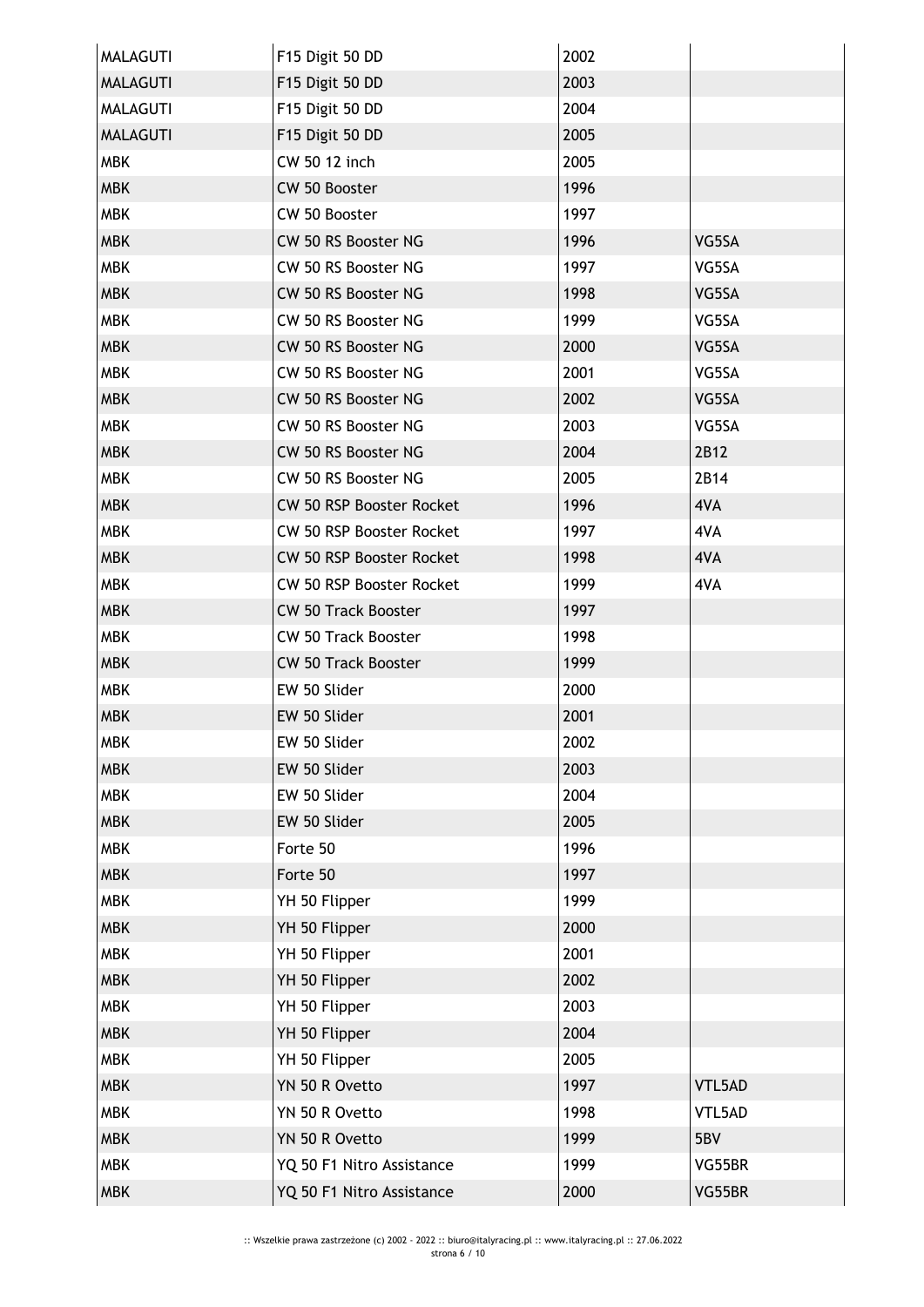| MALAGUTI | F15 Digit 50 DD | 2002 | |
|---|---|---|---|
| MALAGUTI | F15 Digit 50 DD | 2003 | |
| MALAGUTI | F15 Digit 50 DD | 2004 | |
| MALAGUTI | F15 Digit 50 DD | 2005 | |
| MBK | CW 50 12 inch | 2005 | |
| MBK | CW 50 Booster | 1996 | |
| MBK | CW 50 Booster | 1997 | |
| MBK | CW 50 RS Booster NG | 1996 | VG5SA |
| MBK | CW 50 RS Booster NG | 1997 | VG5SA |
| MBK | CW 50 RS Booster NG | 1998 | VG5SA |
| MBK | CW 50 RS Booster NG | 1999 | VG5SA |
| MBK | CW 50 RS Booster NG | 2000 | VG5SA |
| MBK | CW 50 RS Booster NG | 2001 | VG5SA |
| MBK | CW 50 RS Booster NG | 2002 | VG5SA |
| MBK | CW 50 RS Booster NG | 2003 | VG5SA |
| MBK | CW 50 RS Booster NG | 2004 | 2B12 |
| MBK | CW 50 RS Booster NG | 2005 | 2B14 |
| MBK | CW 50 RSP Booster Rocket | 1996 | 4VA |
| MBK | CW 50 RSP Booster Rocket | 1997 | 4VA |
| MBK | CW 50 RSP Booster Rocket | 1998 | 4VA |
| MBK | CW 50 RSP Booster Rocket | 1999 | 4VA |
| MBK | CW 50 Track Booster | 1997 | |
| MBK | CW 50 Track Booster | 1998 | |
| MBK | CW 50 Track Booster | 1999 | |
| MBK | EW 50 Slider | 2000 | |
| MBK | EW 50 Slider | 2001 | |
| MBK | EW 50 Slider | 2002 | |
| MBK | EW 50 Slider | 2003 | |
| MBK | EW 50 Slider | 2004 | |
| MBK | EW 50 Slider | 2005 | |
| MBK | Forte 50 | 1996 | |
| MBK | Forte 50 | 1997 | |
| MBK | YH 50 Flipper | 1999 | |
| MBK | YH 50 Flipper | 2000 | |
| MBK | YH 50 Flipper | 2001 | |
| MBK | YH 50 Flipper | 2002 | |
| MBK | YH 50 Flipper | 2003 | |
| MBK | YH 50 Flipper | 2004 | |
| MBK | YH 50 Flipper | 2005 | |
| MBK | YN 50 R Ovetto | 1997 | VTL5AD |
| MBK | YN 50 R Ovetto | 1998 | VTL5AD |
| MBK | YN 50 R Ovetto | 1999 | 5BV |
| MBK | YQ 50 F1 Nitro Assistance | 1999 | VG55BR |
| MBK | YQ 50 F1 Nitro Assistance | 2000 | VG55BR |

:: Wszelkie prawa zastrzeżone (c) 2002 - 2022 :: biuro@italyracing.pl :: www.italyracing.pl :: 27.06.2022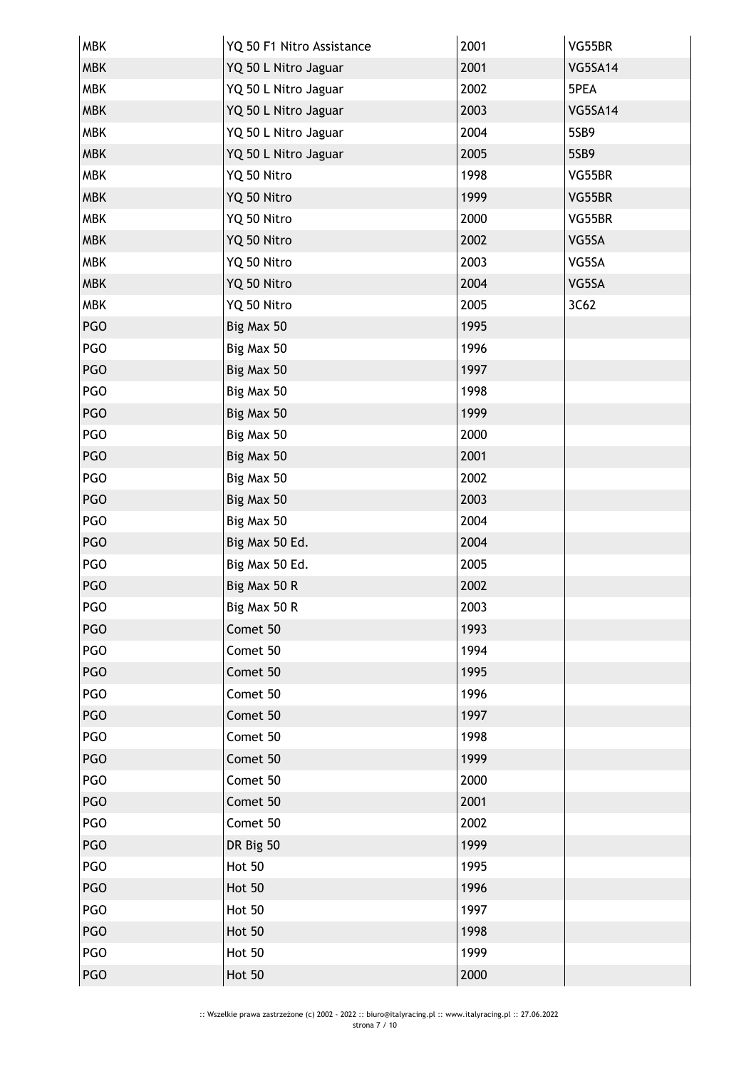| | | | |
|---|---|---|---|
| MBK | YQ 50 F1 Nitro Assistance | 2001 | VG55BR |
| MBK | YQ 50 L Nitro Jaguar | 2001 | VG5SA14 |
| MBK | YQ 50 L Nitro Jaguar | 2002 | 5PEA |
| MBK | YQ 50 L Nitro Jaguar | 2003 | VG5SA14 |
| MBK | YQ 50 L Nitro Jaguar | 2004 | 5SB9 |
| MBK | YQ 50 L Nitro Jaguar | 2005 | 5SB9 |
| MBK | YQ 50 Nitro | 1998 | VG55BR |
| MBK | YQ 50 Nitro | 1999 | VG55BR |
| MBK | YQ 50 Nitro | 2000 | VG55BR |
| MBK | YQ 50 Nitro | 2002 | VG5SA |
| MBK | YQ 50 Nitro | 2003 | VG5SA |
| MBK | YQ 50 Nitro | 2004 | VG5SA |
| MBK | YQ 50 Nitro | 2005 | 3C62 |
| PGO | Big Max 50 | 1995 | |
| PGO | Big Max 50 | 1996 | |
| PGO | Big Max 50 | 1997 | |
| PGO | Big Max 50 | 1998 | |
| PGO | Big Max 50 | 1999 | |
| PGO | Big Max 50 | 2000 | |
| PGO | Big Max 50 | 2001 | |
| PGO | Big Max 50 | 2002 | |
| PGO | Big Max 50 | 2003 | |
| PGO | Big Max 50 | 2004 | |
| PGO | Big Max 50 Ed. | 2004 | |
| PGO | Big Max 50 Ed. | 2005 | |
| PGO | Big Max 50 R | 2002 | |
| PGO | Big Max 50 R | 2003 | |
| PGO | Comet 50 | 1993 | |
| PGO | Comet 50 | 1994 | |
| PGO | Comet 50 | 1995 | |
| PGO | Comet 50 | 1996 | |
| PGO | Comet 50 | 1997 | |
| PGO | Comet 50 | 1998 | |
| PGO | Comet 50 | 1999 | |
| PGO | Comet 50 | 2000 | |
| PGO | Comet 50 | 2001 | |
| PGO | Comet 50 | 2002 | |
| PGO | DR Big 50 | 1999 | |
| PGO | Hot 50 | 1995 | |
| PGO | Hot 50 | 1996 | |
| PGO | Hot 50 | 1997 | |
| PGO | Hot 50 | 1998 | |
| PGO | Hot 50 | 1999 | |
| PGO | Hot 50 | 2000 | |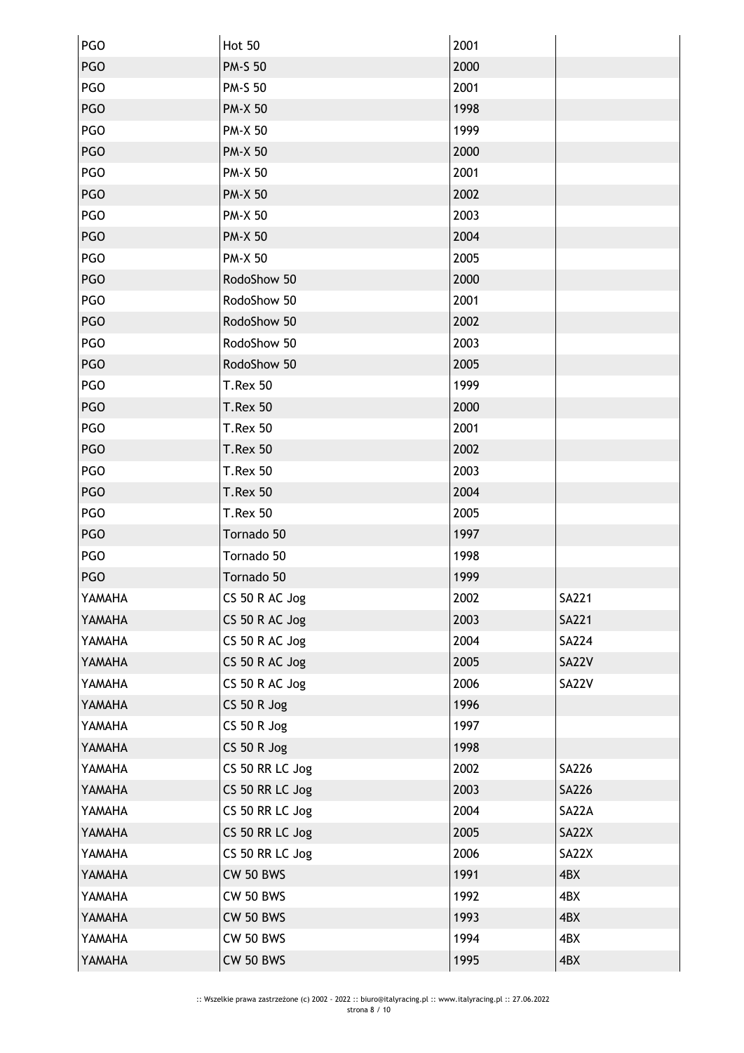| PGO | Hot 50 | 2001 | |
|---|---|---|---|
| PGO | PM-S 50 | 2000 | |
| PGO | PM-S 50 | 2001 | |
| PGO | PM-X 50 | 1998 | |
| PGO | PM-X 50 | 1999 | |
| PGO | PM-X 50 | 2000 | |
| PGO | PM-X 50 | 2001 | |
| PGO | PM-X 50 | 2002 | |
| PGO | PM-X 50 | 2003 | |
| PGO | PM-X 50 | 2004 | |
| PGO | PM-X 50 | 2005 | |
| PGO | RodoShow 50 | 2000 | |
| PGO | RodoShow 50 | 2001 | |
| PGO | RodoShow 50 | 2002 | |
| PGO | RodoShow 50 | 2003 | |
| PGO | RodoShow 50 | 2005 | |
| PGO | T.Rex 50 | 1999 | |
| PGO | T.Rex 50 | 2000 | |
| PGO | T.Rex 50 | 2001 | |
| PGO | T.Rex 50 | 2002 | |
| PGO | T.Rex 50 | 2003 | |
| PGO | T.Rex 50 | 2004 | |
| PGO | T.Rex 50 | 2005 | |
| PGO | Tornado 50 | 1997 | |
| PGO | Tornado 50 | 1998 | |
| PGO | Tornado 50 | 1999 | |
| YAMAHA | CS 50 R AC Jog | 2002 | SA221 |
| YAMAHA | CS 50 R AC Jog | 2003 | SA221 |
| YAMAHA | CS 50 R AC Jog | 2004 | SA224 |
| YAMAHA | CS 50 R AC Jog | 2005 | SA22V |
| YAMAHA | CS 50 R AC Jog | 2006 | SA22V |
| YAMAHA | CS 50 R Jog | 1996 | |
| YAMAHA | CS 50 R Jog | 1997 | |
| YAMAHA | CS 50 R Jog | 1998 | |
| YAMAHA | CS 50 RR LC Jog | 2002 | SA226 |
| YAMAHA | CS 50 RR LC Jog | 2003 | SA226 |
| YAMAHA | CS 50 RR LC Jog | 2004 | SA22A |
| YAMAHA | CS 50 RR LC Jog | 2005 | SA22X |
| YAMAHA | CS 50 RR LC Jog | 2006 | SA22X |
| YAMAHA | CW 50 BWS | 1991 | 4BX |
| YAMAHA | CW 50 BWS | 1992 | 4BX |
| YAMAHA | CW 50 BWS | 1993 | 4BX |
| YAMAHA | CW 50 BWS | 1994 | 4BX |
| YAMAHA | CW 50 BWS | 1995 | 4BX |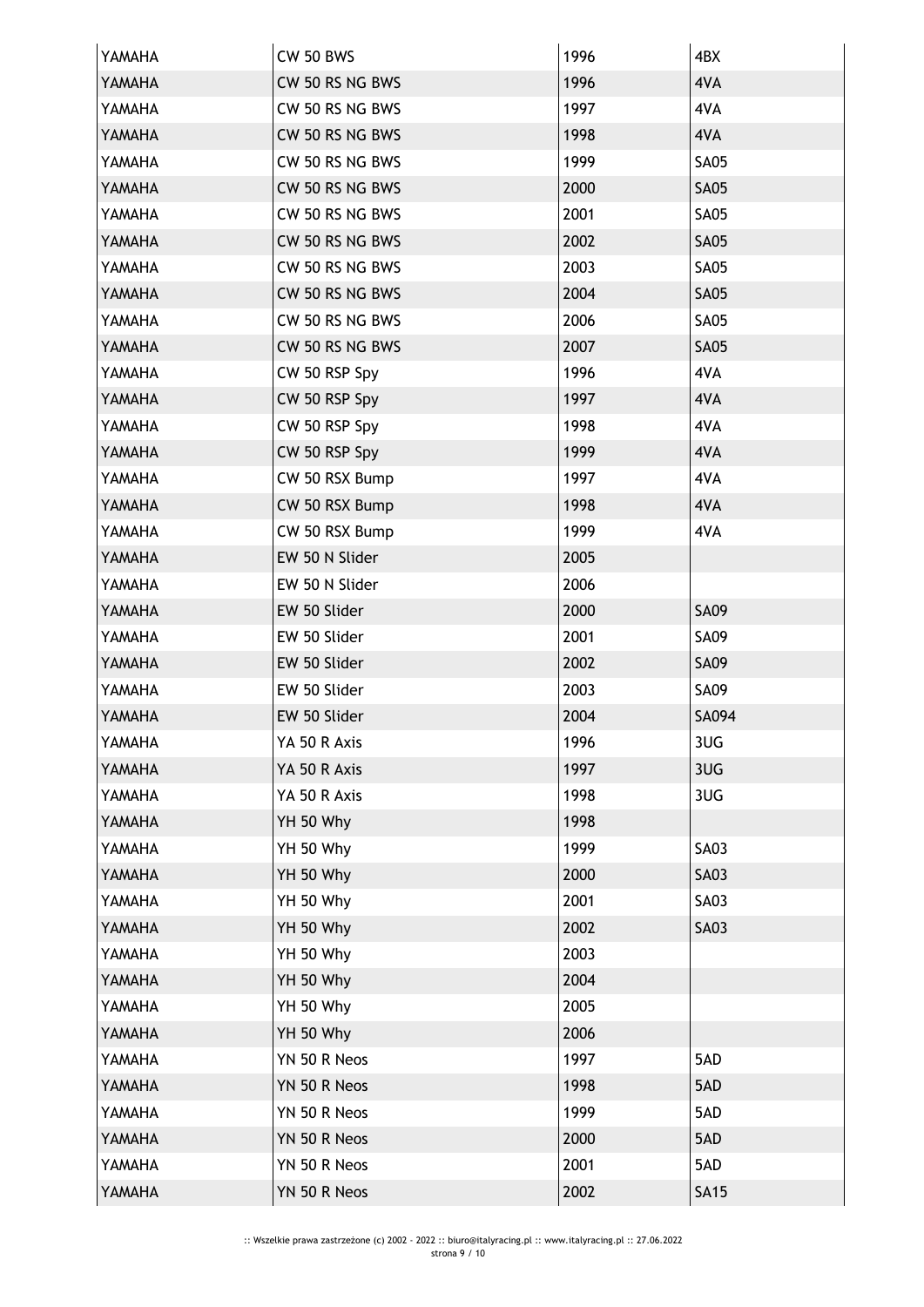| | | | |
|---|---|---|---|
| YAMAHA | CW 50 BWS | 1996 | 4BX |
| YAMAHA | CW 50 RS NG BWS | 1996 | 4VA |
| YAMAHA | CW 50 RS NG BWS | 1997 | 4VA |
| YAMAHA | CW 50 RS NG BWS | 1998 | 4VA |
| YAMAHA | CW 50 RS NG BWS | 1999 | SA05 |
| YAMAHA | CW 50 RS NG BWS | 2000 | SA05 |
| YAMAHA | CW 50 RS NG BWS | 2001 | SA05 |
| YAMAHA | CW 50 RS NG BWS | 2002 | SA05 |
| YAMAHA | CW 50 RS NG BWS | 2003 | SA05 |
| YAMAHA | CW 50 RS NG BWS | 2004 | SA05 |
| YAMAHA | CW 50 RS NG BWS | 2006 | SA05 |
| YAMAHA | CW 50 RS NG BWS | 2007 | SA05 |
| YAMAHA | CW 50 RSP Spy | 1996 | 4VA |
| YAMAHA | CW 50 RSP Spy | 1997 | 4VA |
| YAMAHA | CW 50 RSP Spy | 1998 | 4VA |
| YAMAHA | CW 50 RSP Spy | 1999 | 4VA |
| YAMAHA | CW 50 RSX Bump | 1997 | 4VA |
| YAMAHA | CW 50 RSX Bump | 1998 | 4VA |
| YAMAHA | CW 50 RSX Bump | 1999 | 4VA |
| YAMAHA | EW 50 N Slider | 2005 | |
| YAMAHA | EW 50 N Slider | 2006 | |
| YAMAHA | EW 50 Slider | 2000 | SA09 |
| YAMAHA | EW 50 Slider | 2001 | SA09 |
| YAMAHA | EW 50 Slider | 2002 | SA09 |
| YAMAHA | EW 50 Slider | 2003 | SA09 |
| YAMAHA | EW 50 Slider | 2004 | SA094 |
| YAMAHA | YA 50 R Axis | 1996 | 3UG |
| YAMAHA | YA 50 R Axis | 1997 | 3UG |
| YAMAHA | YA 50 R Axis | 1998 | 3UG |
| YAMAHA | YH 50 Why | 1998 | |
| YAMAHA | YH 50 Why | 1999 | SA03 |
| YAMAHA | YH 50 Why | 2000 | SA03 |
| YAMAHA | YH 50 Why | 2001 | SA03 |
| YAMAHA | YH 50 Why | 2002 | SA03 |
| YAMAHA | YH 50 Why | 2003 | |
| YAMAHA | YH 50 Why | 2004 | |
| YAMAHA | YH 50 Why | 2005 | |
| YAMAHA | YH 50 Why | 2006 | |
| YAMAHA | YN 50 R Neos | 1997 | 5AD |
| YAMAHA | YN 50 R Neos | 1998 | 5AD |
| YAMAHA | YN 50 R Neos | 1999 | 5AD |
| YAMAHA | YN 50 R Neos | 2000 | 5AD |
| YAMAHA | YN 50 R Neos | 2001 | 5AD |
| YAMAHA | YN 50 R Neos | 2002 | SA15 |

:: Wszelkie prawa zastrzeżone (c) 2002 - 2022 :: biuro@italyracing.pl :: www.italyracing.pl :: 27.06.2022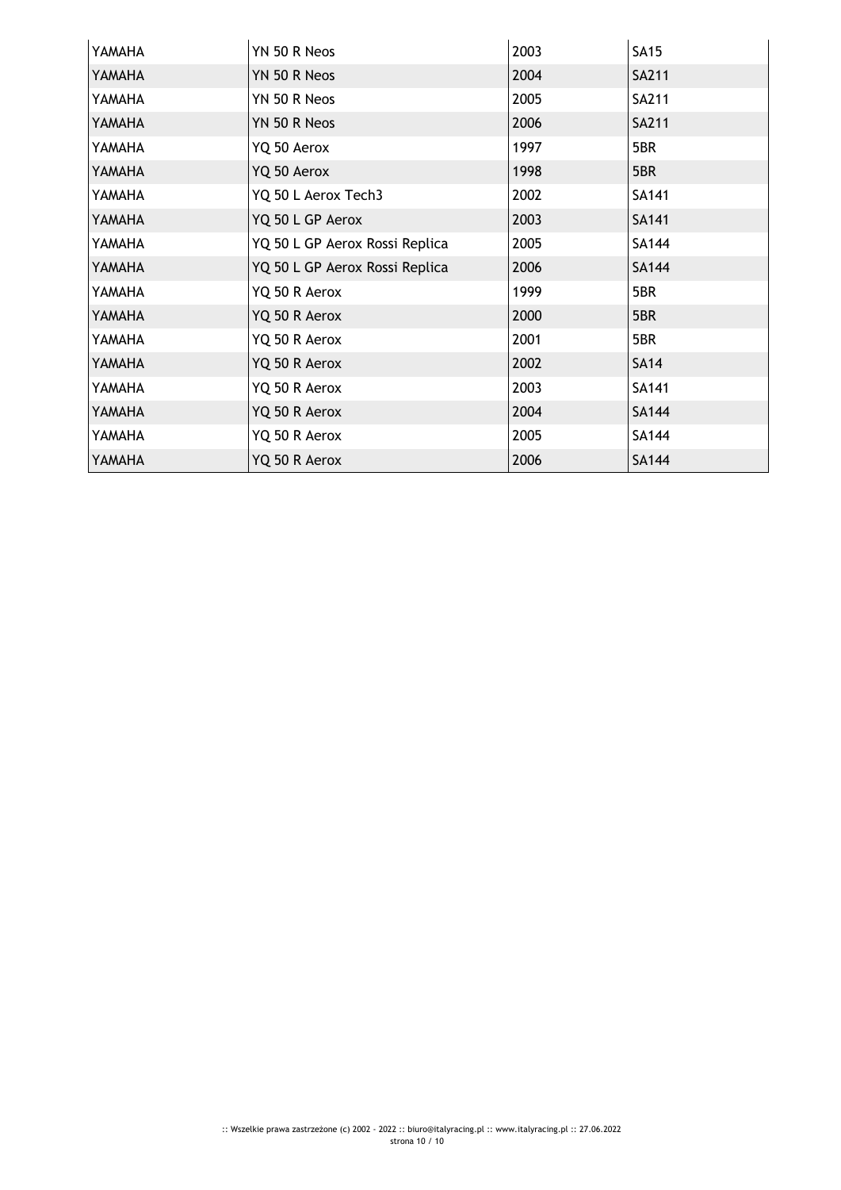| | | | |
|---|---|---|---|
| YAMAHA | YN 50 R Neos | 2003 | SA15 |
| YAMAHA | YN 50 R Neos | 2004 | SA211 |
| YAMAHA | YN 50 R Neos | 2005 | SA211 |
| YAMAHA | YN 50 R Neos | 2006 | SA211 |
| YAMAHA | YQ 50 Aerox | 1997 | 5BR |
| YAMAHA | YQ 50 Aerox | 1998 | 5BR |
| YAMAHA | YQ 50 L Aerox Tech3 | 2002 | SA141 |
| YAMAHA | YQ 50 L GP Aerox | 2003 | SA141 |
| YAMAHA | YQ 50 L GP Aerox Rossi Replica | 2005 | SA144 |
| YAMAHA | YQ 50 L GP Aerox Rossi Replica | 2006 | SA144 |
| YAMAHA | YQ 50 R Aerox | 1999 | 5BR |
| YAMAHA | YQ 50 R Aerox | 2000 | 5BR |
| YAMAHA | YQ 50 R Aerox | 2001 | 5BR |
| YAMAHA | YQ 50 R Aerox | 2002 | SA14 |
| YAMAHA | YQ 50 R Aerox | 2003 | SA141 |
| YAMAHA | YQ 50 R Aerox | 2004 | SA144 |
| YAMAHA | YQ 50 R Aerox | 2005 | SA144 |
| YAMAHA | YQ 50 R Aerox | 2006 | SA144 |